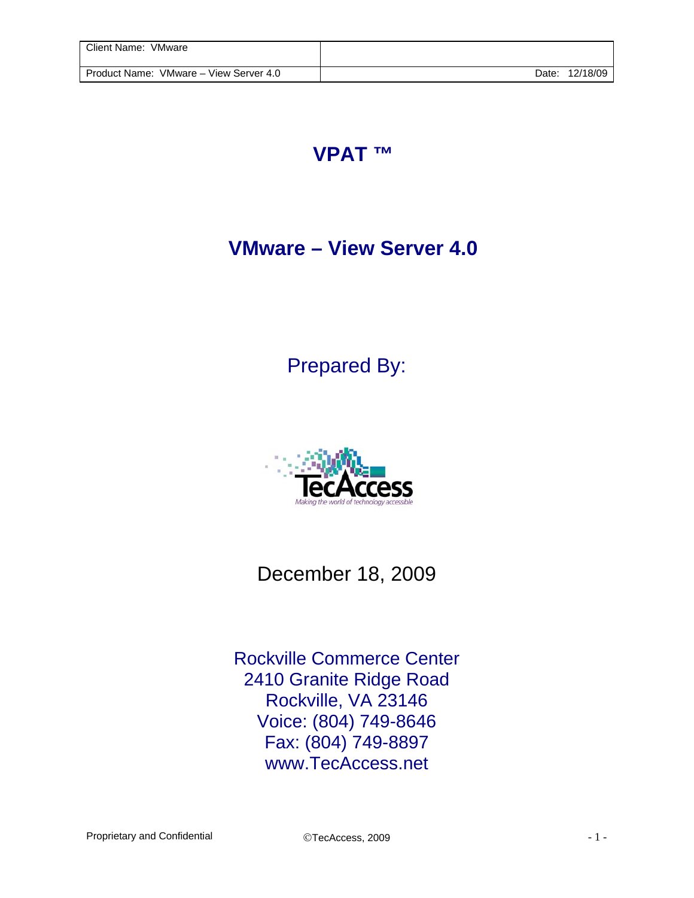| Client Name: VMware | |
| --- | --- |
| Product Name: VMware – View Server 4.0 | Date: 12/18/09 |

# VPAT ™

## VMware – View Server 4.0

Prepared By:

TecAccess

*Making the world of technology accessible*

December 18, 2009

Rockville Commerce Center
2410 Granite Ridge Road
Rockville, VA 23146
Voice: (804) 749-8646
Fax: (804) 749-8897
www.TecAccess.net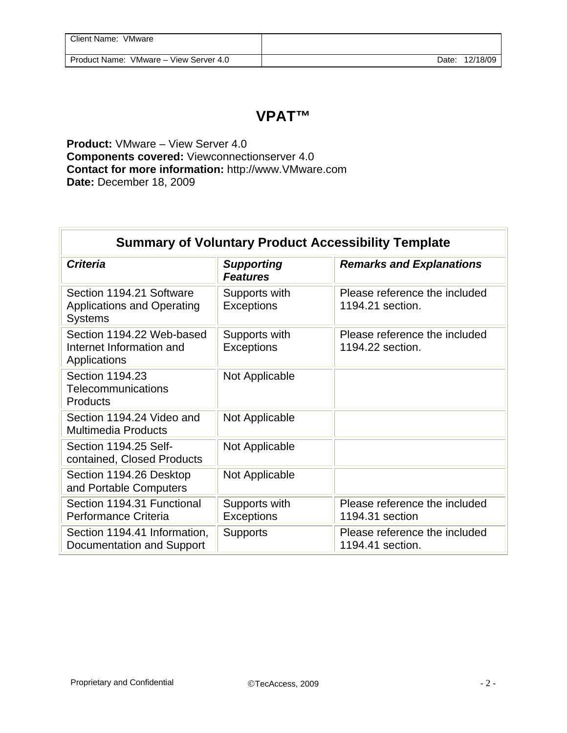# VPAT™

**Product:** VMware – View Server 4.0
**Components covered:** Viewconnectionserver 4.0
**Contact for more information:** http://www.VMware.com
**Date:** December 18, 2009

| Summary of Voluntary Product Accessibility Template | | |
|---|---|---|
| ***Criteria*** | ***Supporting Features*** | ***Remarks and Explanations*** |
| Section 1194.21 Software Applications and Operating Systems | Supports with Exceptions | Please reference the included 1194.21 section. |
| Section 1194.22 Web-based Internet Information and Applications | Supports with Exceptions | Please reference the included 1194.22 section. |
| Section 1194.23 Telecommunications Products | Not Applicable | |
| Section 1194.24 Video and Multimedia Products | Not Applicable | |
| Section 1194.25 Self-contained, Closed Products | Not Applicable | |
| Section 1194.26 Desktop and Portable Computers | Not Applicable | |
| Section 1194.31 Functional Performance Criteria | Supports with Exceptions | Please reference the included 1194.31 section |
| Section 1194.41 Information, Documentation and Support | Supports | Please reference the included 1194.41 section. |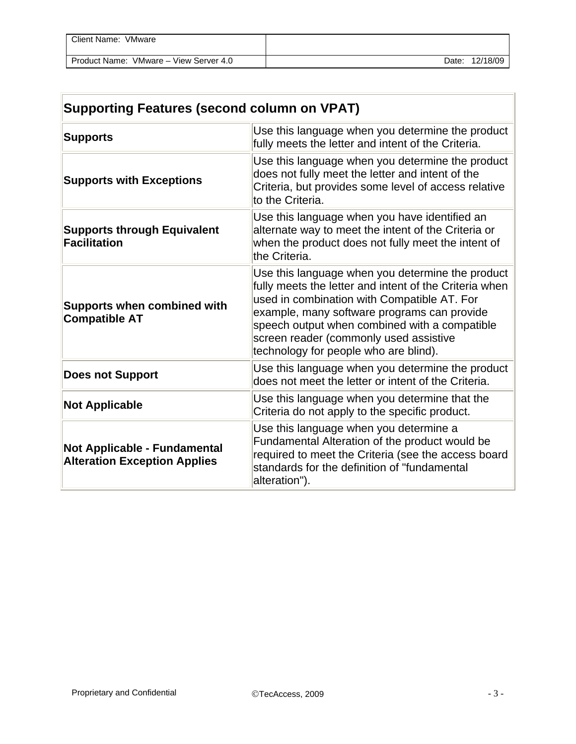| Supporting Features (second column on VPAT) | |
|---|---|
| **Supports** | Use this language when you determine the product fully meets the letter and intent of the Criteria. |
| **Supports with Exceptions** | Use this language when you determine the product does not fully meet the letter and intent of the Criteria, but provides some level of access relative to the Criteria. |
| **Supports through Equivalent Facilitation** | Use this language when you have identified an alternate way to meet the intent of the Criteria or when the product does not fully meet the intent of the Criteria. |
| **Supports when combined with Compatible AT** | Use this language when you determine the product fully meets the letter and intent of the Criteria when used in combination with Compatible AT. For example, many software programs can provide speech output when combined with a compatible screen reader (commonly used assistive technology for people who are blind). |
| **Does not Support** | Use this language when you determine the product does not meet the letter or intent of the Criteria. |
| **Not Applicable** | Use this language when you determine that the Criteria do not apply to the specific product. |
| **Not Applicable - Fundamental Alteration Exception Applies** | Use this language when you determine a Fundamental Alteration of the product would be required to meet the Criteria (see the access board standards for the definition of "fundamental alteration"). |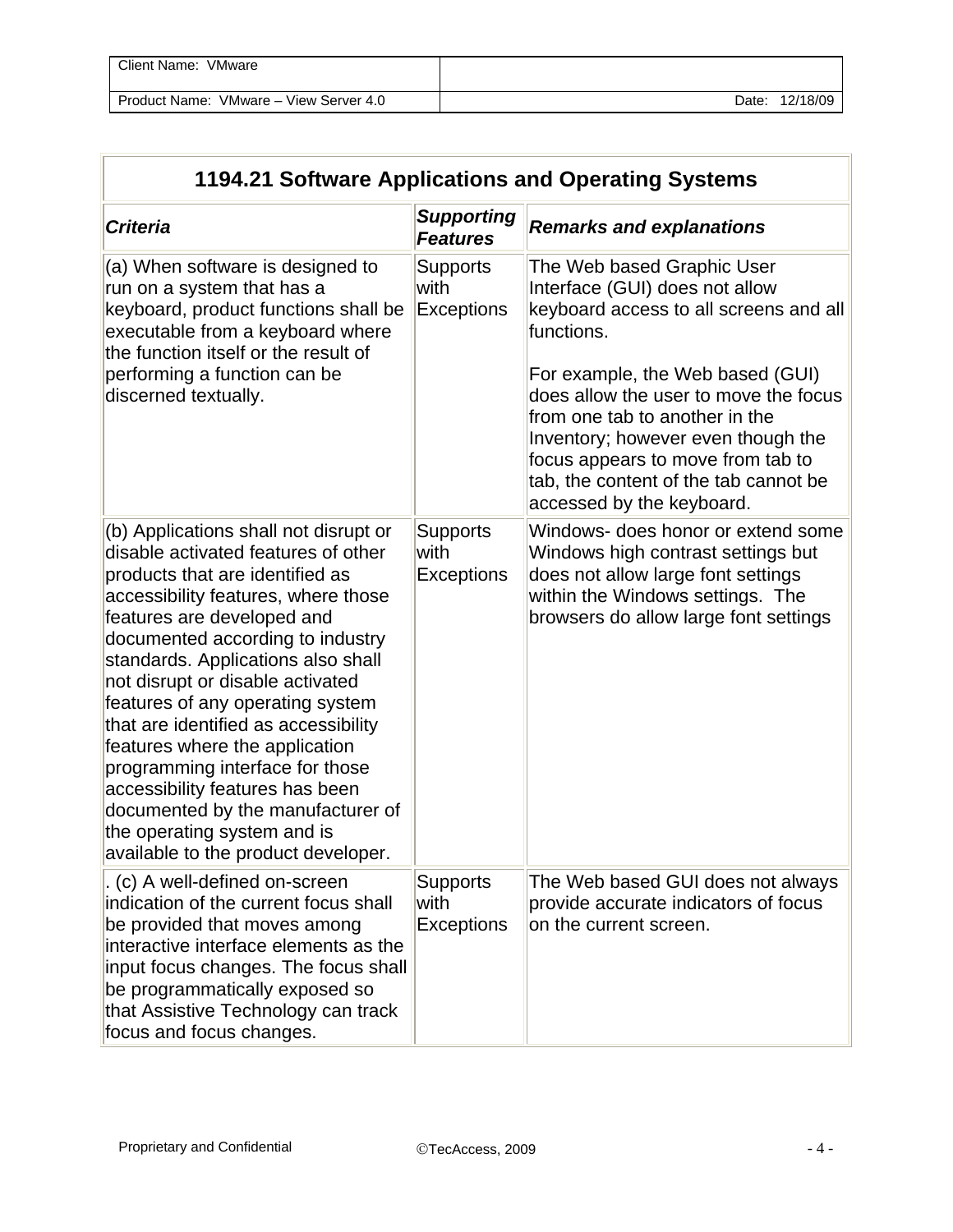| 1194.21 Software Applications and Operating Systems | | |
|---|---|---|
| ***Criteria*** | ***Supporting Features*** | ***Remarks and explanations*** |
| (a) When software is designed to run on a system that has a keyboard, product functions shall be executable from a keyboard where the function itself or the result of performing a function can be discerned textually. | Supports with Exceptions | The Web based Graphic User Interface (GUI) does not allow keyboard access to all screens and all functions.<br><br>For example, the Web based (GUI) does allow the user to move the focus from one tab to another in the Inventory; however even though the focus appears to move from tab to tab, the content of the tab cannot be accessed by the keyboard. |
| (b) Applications shall not disrupt or disable activated features of other products that are identified as accessibility features, where those features are developed and documented according to industry standards. Applications also shall not disrupt or disable activated features of any operating system that are identified as accessibility features where the application programming interface for those accessibility features has been documented by the manufacturer of the operating system and is available to the product developer. | Supports with Exceptions | Windows- does honor or extend some Windows high contrast settings but does not allow large font settings within the Windows settings. The browsers do allow large font settings |
| . (c) A well-defined on-screen indication of the current focus shall be provided that moves among interactive interface elements as the input focus changes. The focus shall be programmatically exposed so that Assistive Technology can track focus and focus changes. | Supports with Exceptions | The Web based GUI does not always provide accurate indicators of focus on the current screen. |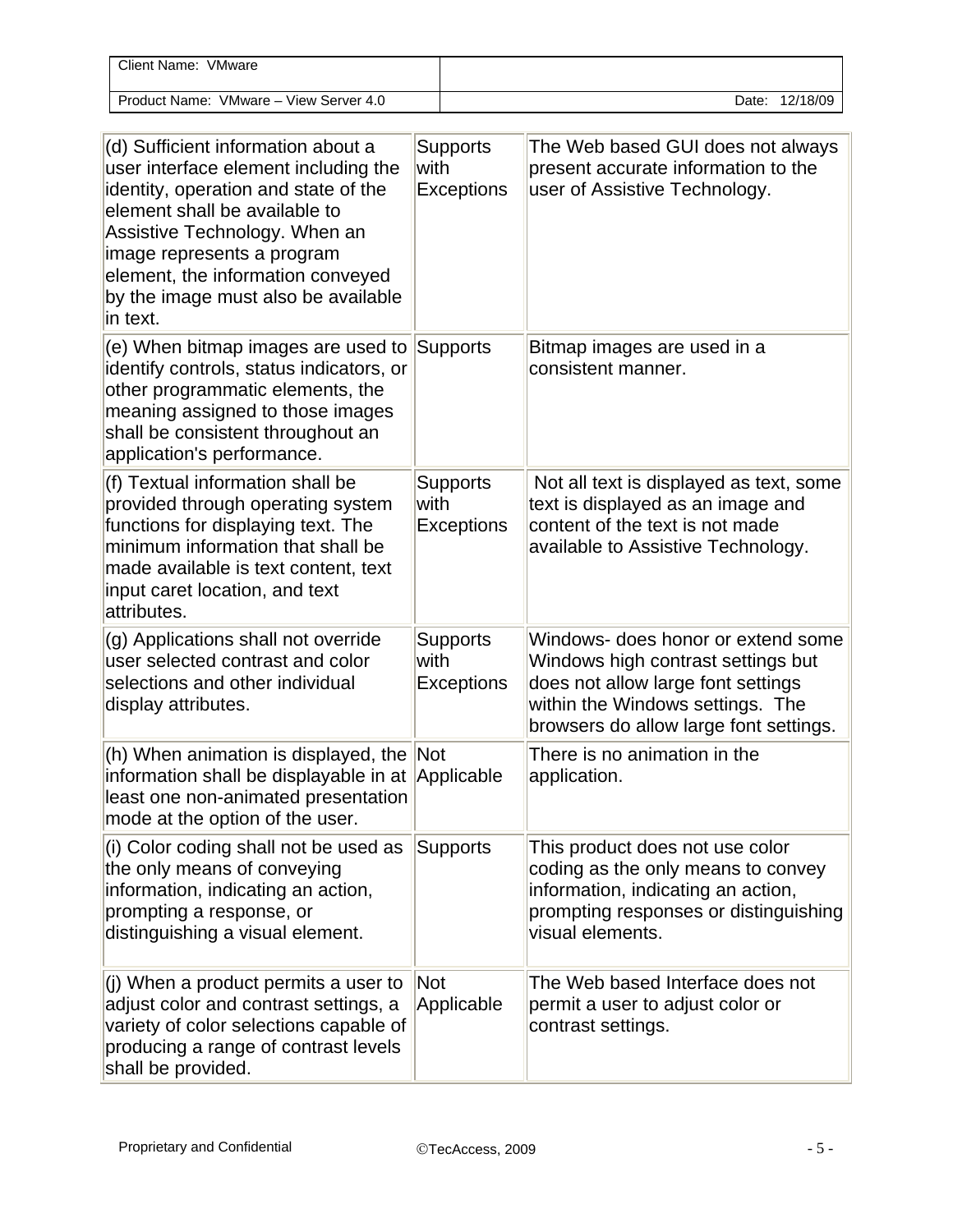| | | |
|---|---|---|
| (d) Sufficient information about a user interface element including the identity, operation and state of the element shall be available to Assistive Technology. When an image represents a program element, the information conveyed by the image must also be available in text. | Supports with Exceptions | The Web based GUI does not always present accurate information to the user of Assistive Technology. |
| (e) When bitmap images are used to identify controls, status indicators, or other programmatic elements, the meaning assigned to those images shall be consistent throughout an application's performance. | Supports | Bitmap images are used in a consistent manner. |
| (f) Textual information shall be provided through operating system functions for displaying text. The minimum information that shall be made available is text content, text input caret location, and text attributes. | Supports with Exceptions | Not all text is displayed as text, some text is displayed as an image and content of the text is not made available to Assistive Technology. |
| (g) Applications shall not override user selected contrast and color selections and other individual display attributes. | Supports with Exceptions | Windows- does honor or extend some Windows high contrast settings but does not allow large font settings within the Windows settings. The browsers do allow large font settings. |
| (h) When animation is displayed, the information shall be displayable in at least one non-animated presentation mode at the option of the user. | Not Applicable | There is no animation in the application. |
| (i) Color coding shall not be used as the only means of conveying information, indicating an action, prompting a response, or distinguishing a visual element. | Supports | This product does not use color coding as the only means to convey information, indicating an action, prompting responses or distinguishing visual elements. |
| (j) When a product permits a user to adjust color and contrast settings, a variety of color selections capable of producing a range of contrast levels shall be provided. | Not Applicable | The Web based Interface does not permit a user to adjust color or contrast settings. |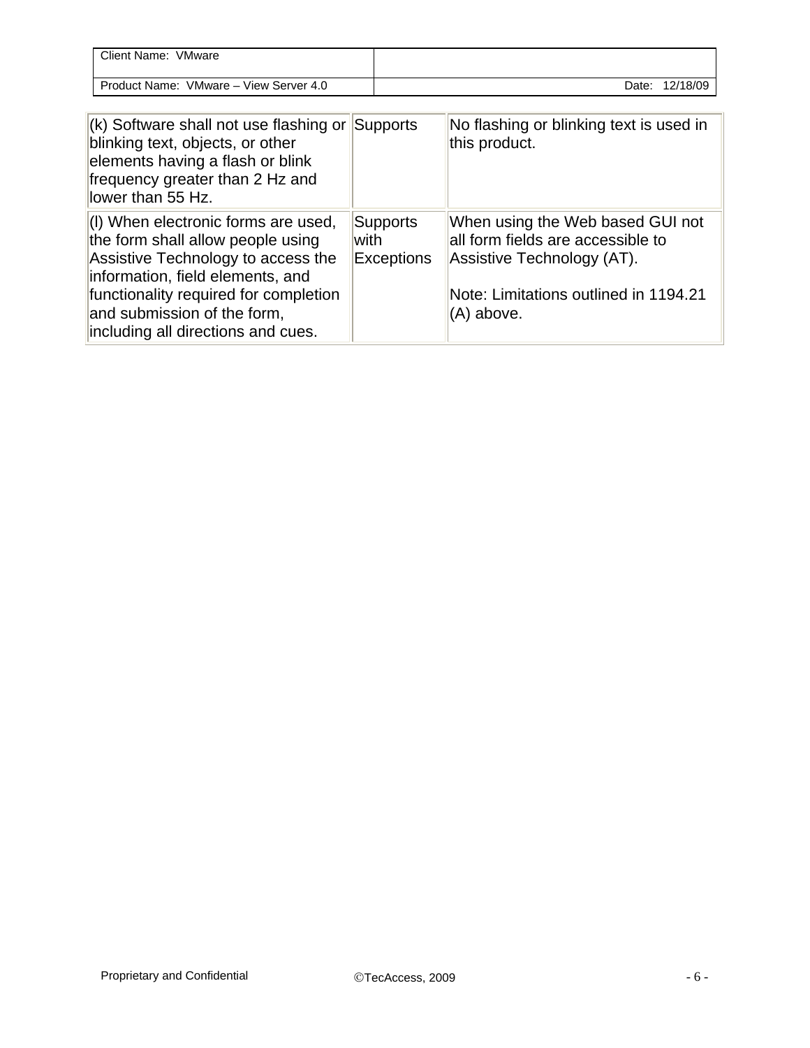| | | |
|---|---|---|
| (k) Software shall not use flashing or blinking text, objects, or other elements having a flash or blink frequency greater than 2 Hz and lower than 55 Hz. | Supports | No flashing or blinking text is used in this product. |
| (l) When electronic forms are used, the form shall allow people using Assistive Technology to access the information, field elements, and functionality required for completion and submission of the form, including all directions and cues. | Supports with Exceptions | When using the Web based GUI not all form fields are accessible to Assistive Technology (AT).<br><br>Note: Limitations outlined in 1194.21 (A) above. |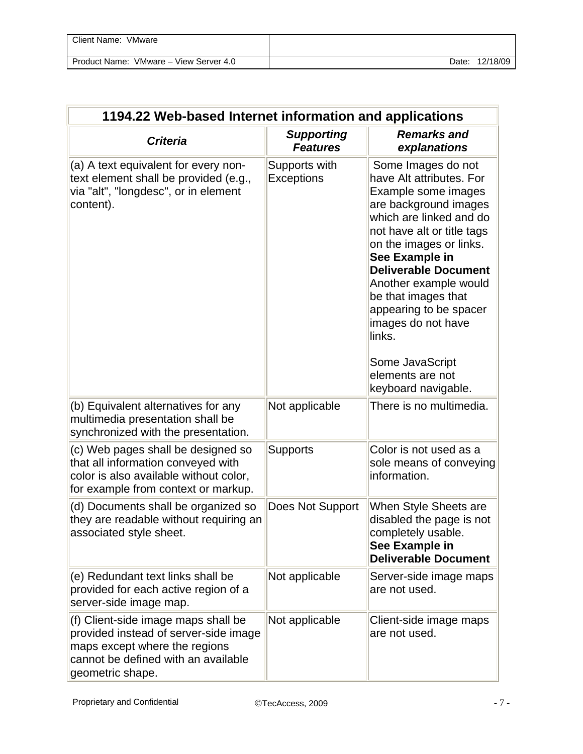| 1194.22 Web-based Internet information and applications | | |
|---|---|---|
| ***Criteria*** | ***Supporting Features*** | ***Remarks and explanations*** |
| (a) A text equivalent for every non-text element shall be provided (e.g., via "alt", "longdesc", or in element content). | Supports with Exceptions | Some Images do not have Alt attributes. For Example some images are background images which are linked and do not have alt or title tags on the images or links. **See Example in Deliverable Document** Another example would be that images that appearing to be spacer images do not have links.<br><br>Some JavaScript elements are not keyboard navigable. |
| (b) Equivalent alternatives for any multimedia presentation shall be synchronized with the presentation. | Not applicable | There is no multimedia. |
| (c) Web pages shall be designed so that all information conveyed with color is also available without color, for example from context or markup. | Supports | Color is not used as a sole means of conveying information. |
| (d) Documents shall be organized so they are readable without requiring an associated style sheet. | Does Not Support | When Style Sheets are disabled the page is not completely usable. **See Example in Deliverable Document** |
| (e) Redundant text links shall be provided for each active region of a server-side image map. | Not applicable | Server-side image maps are not used. |
| (f) Client-side image maps shall be provided instead of server-side image maps except where the regions cannot be defined with an available geometric shape. | Not applicable | Client-side image maps are not used. |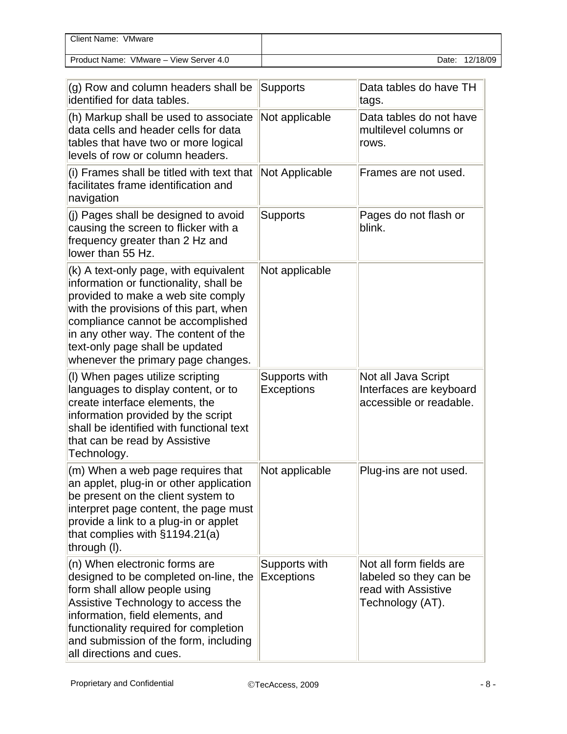| | | |
|---|---|---|
| (g) Row and column headers shall be identified for data tables. | Supports | Data tables do have TH tags. |
| (h) Markup shall be used to associate data cells and header cells for data tables that have two or more logical levels of row or column headers. | Not applicable | Data tables do not have multilevel columns or rows. |
| (i) Frames shall be titled with text that facilitates frame identification and navigation | Not Applicable | Frames are not used. |
| (j) Pages shall be designed to avoid causing the screen to flicker with a frequency greater than 2 Hz and lower than 55 Hz. | Supports | Pages do not flash or blink. |
| (k) A text-only page, with equivalent information or functionality, shall be provided to make a web site comply with the provisions of this part, when compliance cannot be accomplished in any other way. The content of the text-only page shall be updated whenever the primary page changes. | Not applicable | |
| (l) When pages utilize scripting languages to display content, or to create interface elements, the information provided by the script shall be identified with functional text that can be read by Assistive Technology. | Supports with Exceptions | Not all Java Script Interfaces are keyboard accessible or readable. |
| (m) When a web page requires that an applet, plug-in or other application be present on the client system to interpret page content, the page must provide a link to a plug-in or applet that complies with §1194.21(a) through (l). | Not applicable | Plug-ins are not used. |
| (n) When electronic forms are designed to be completed on-line, the form shall allow people using Assistive Technology to access the information, field elements, and functionality required for completion and submission of the form, including all directions and cues. | Supports with Exceptions | Not all form fields are labeled so they can be read with Assistive Technology (AT). |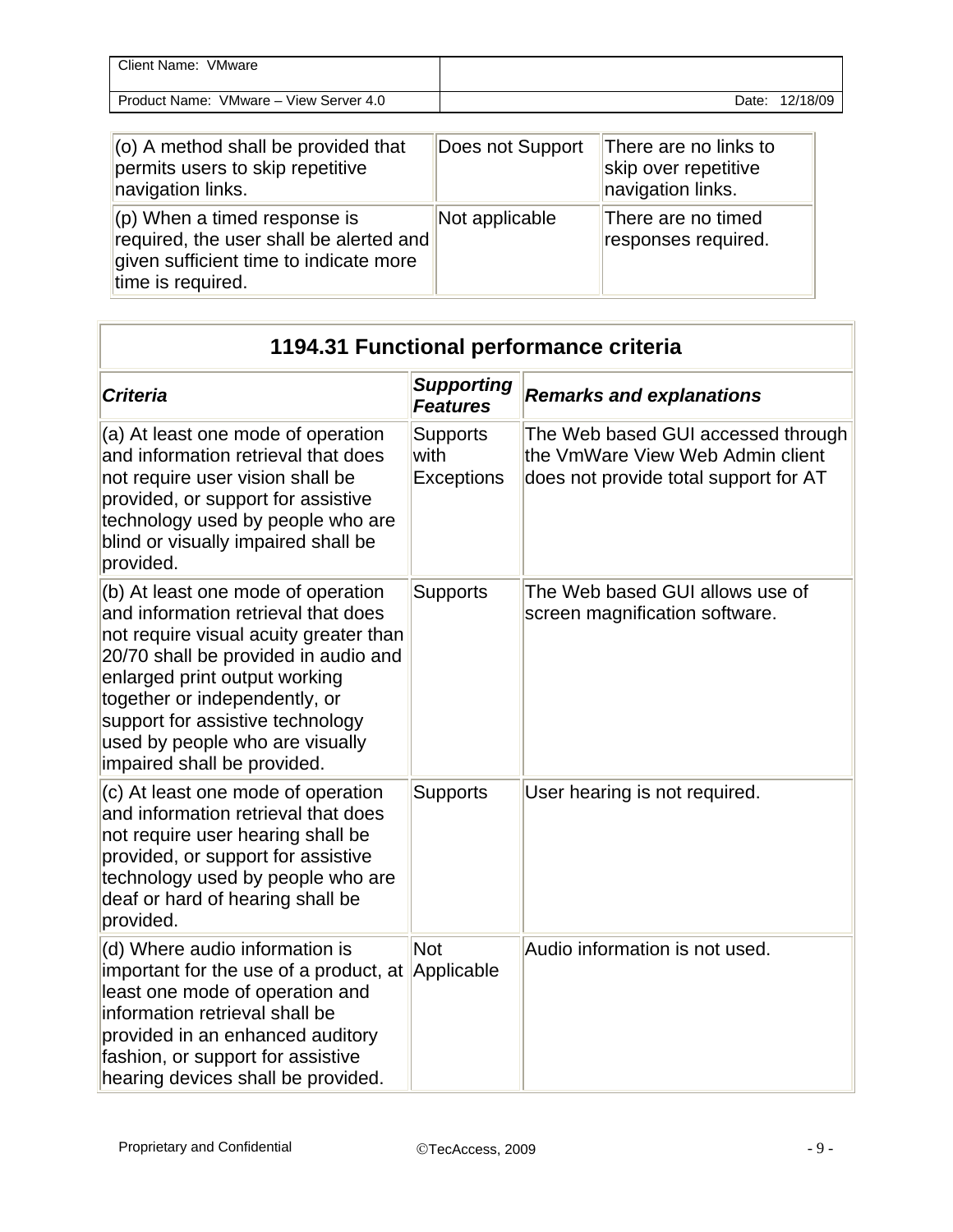| | | |
|---|---|---|
| (o) A method shall be provided that permits users to skip repetitive navigation links. | Does not Support | There are no links to skip over repetitive navigation links. |
| (p) When a timed response is required, the user shall be alerted and given sufficient time to indicate more time is required. | Not applicable | There are no timed responses required. |

## 1194.31 Functional performance criteria

| *Criteria* | *Supporting Features* | *Remarks and explanations* |
|---|---|---|
| (a) At least one mode of operation and information retrieval that does not require user vision shall be provided, or support for assistive technology used by people who are blind or visually impaired shall be provided. | Supports with Exceptions | The Web based GUI accessed through the VmWare View Web Admin client does not provide total support for AT |
| (b) At least one mode of operation and information retrieval that does not require visual acuity greater than 20/70 shall be provided in audio and enlarged print output working together or independently, or support for assistive technology used by people who are visually impaired shall be provided. | Supports | The Web based GUI allows use of screen magnification software. |
| (c) At least one mode of operation and information retrieval that does not require user hearing shall be provided, or support for assistive technology used by people who are deaf or hard of hearing shall be provided. | Supports | User hearing is not required. |
| (d) Where audio information is important for the use of a product, at least one mode of operation and information retrieval shall be provided in an enhanced auditory fashion, or support for assistive hearing devices shall be provided. | Not Applicable | Audio information is not used. |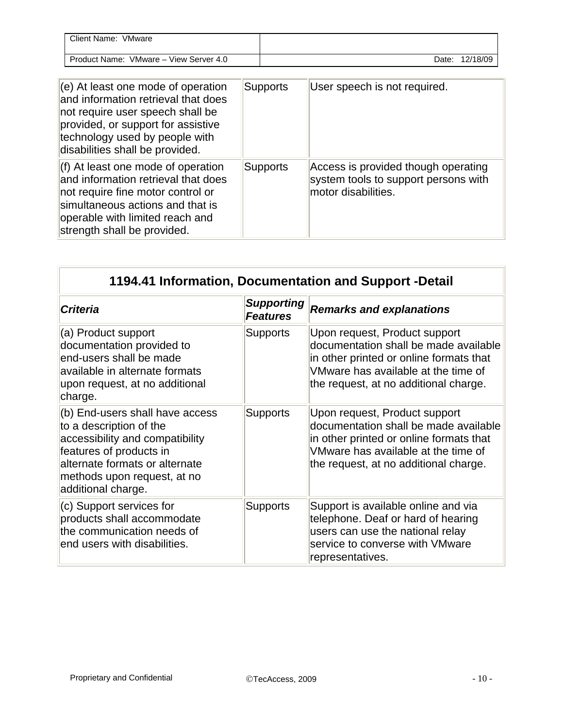| | | |
|---|---|---|
| (e) At least one mode of operation and information retrieval that does not require user speech shall be provided, or support for assistive technology used by people with disabilities shall be provided. | Supports | User speech is not required. |
| (f) At least one mode of operation and information retrieval that does not require fine motor control or simultaneous actions and that is operable with limited reach and strength shall be provided. | Supports | Access is provided though operating system tools to support persons with motor disabilities. |

| 1194.41 Information, Documentation and Support -Detail | | |
|---|---|---|
| ***Criteria*** | ***Supporting Features*** | ***Remarks and explanations*** |
| (a) Product support documentation provided to end-users shall be made available in alternate formats upon request, at no additional charge. | Supports | Upon request, Product support documentation shall be made available in other printed or online formats that VMware has available at the time of the request, at no additional charge. |
| (b) End-users shall have access to a description of the accessibility and compatibility features of products in alternate formats or alternate methods upon request, at no additional charge. | Supports | Upon request, Product support documentation shall be made available in other printed or online formats that VMware has available at the time of the request, at no additional charge. |
| (c) Support services for products shall accommodate the communication needs of end users with disabilities. | Supports | Support is available online and via telephone. Deaf or hard of hearing users can use the national relay service to converse with VMware representatives. |